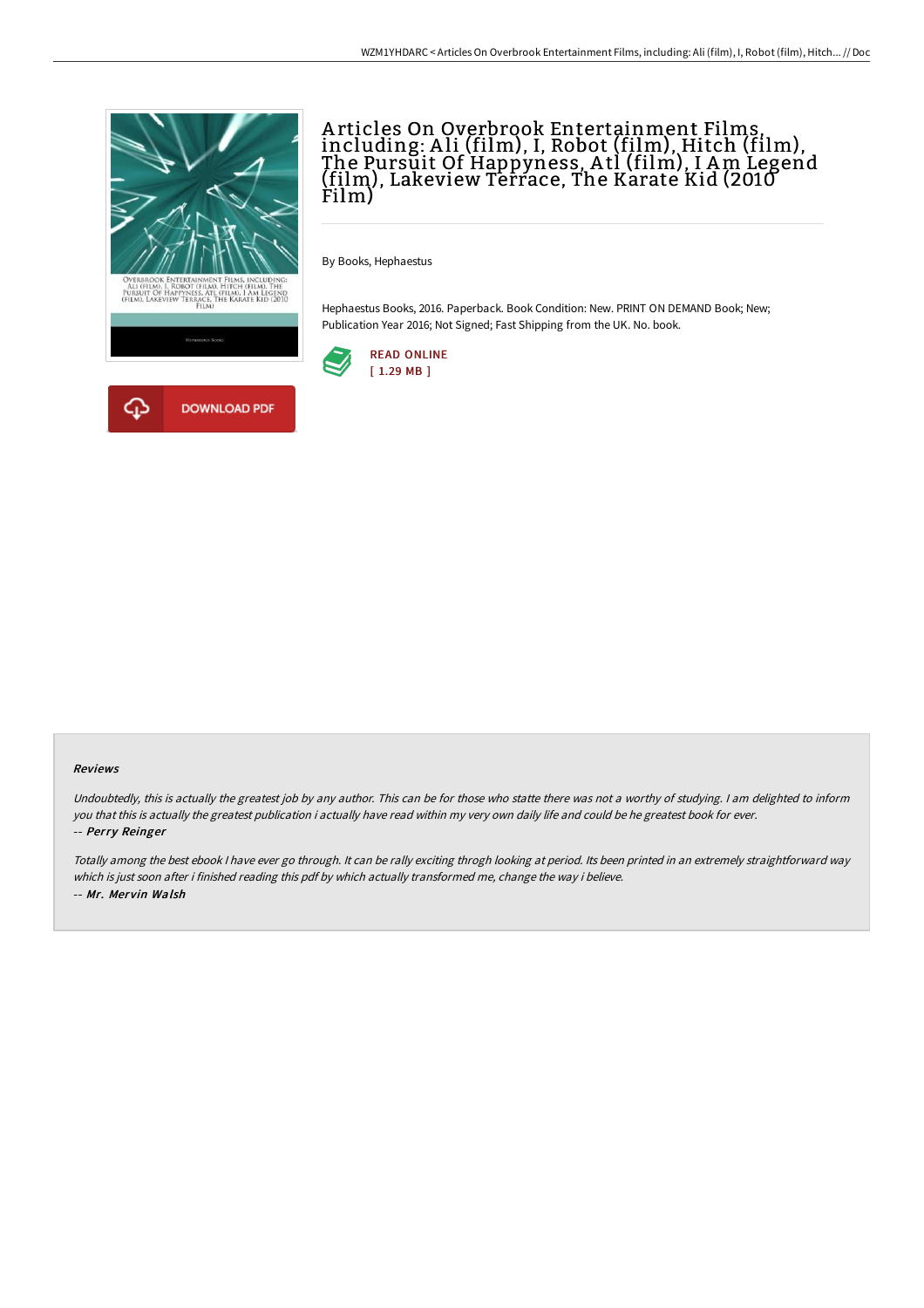# Articles On Overbrook Entertainment Films, including: Ali (film), I, Robot (film), Hitch (film), The Pursuit Of Happyness, Atl (film), I Am Legend (film), Lakeview Terrace, The Karate Kid (2010 Film)

By Books, Hephaestus

Hephaestus Books, 2016. Paperback. Book Condition: New. PRINT ON DEMAND Book; New; Publication Year 2016; Not Signed; Fast Shipping from the UK. No. book.

READ ONLINE
[ 1.29 MB ]

DOWNLOAD PDF

#### Reviews

*Undoubtedly, this is actually the greatest job by any author. This can be for those who statte there was not a worthy of studying. I am delighted to inform you that this is actually the greatest publication i actually have read within my very own daily life and could be he greatest book for ever.*

*-- Perry Reinger*

*Totally among the best ebook I have ever go through. It can be rally exciting throgh looking at period. Its been printed in an extremely straightforward way which is just soon after i finished reading this pdf by which actually transformed me, change the way i believe.*

*-- Mr. Mervin Walsh*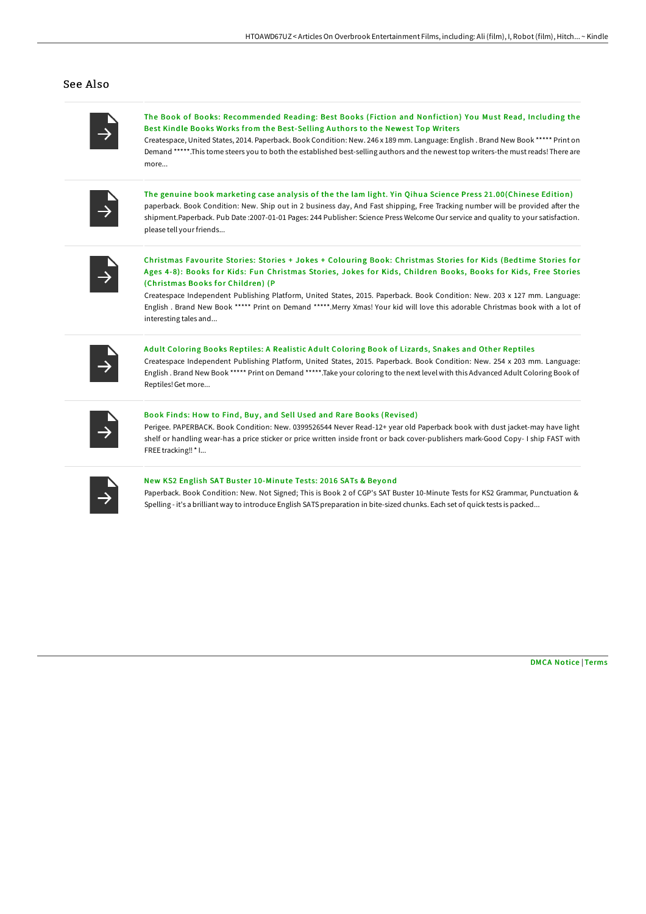## See Also

**The Book of Books: Recommended Reading: Best Books (Fiction and Nonfiction) You Must Read, Including the Best Kindle Books Works from the Best-Selling Authors to the Newest Top Writers**

Createspace, United States, 2014. Paperback. Book Condition: New. 246 x 189 mm. Language: English . Brand New Book ***** Print on Demand *****.This tome steers you to both the established best-selling authors and the newest top writers-the must reads! There are more...

**The genuine book marketing case analysis of the the lam light. Yin Qihua Science Press 21.00(Chinese Edition)**

paperback. Book Condition: New. Ship out in 2 business day, And Fast shipping, Free Tracking number will be provided after the shipment.Paperback. Pub Date :2007-01-01 Pages: 244 Publisher: Science Press Welcome Our service and quality to your satisfaction. please tell your friends...

**Christmas Favourite Stories: Stories + Jokes + Colouring Book: Christmas Stories for Kids (Bedtime Stories for Ages 4-8): Books for Kids: Fun Christmas Stories, Jokes for Kids, Children Books, Books for Kids, Free Stories (Christmas Books for Children) (P**

Createspace Independent Publishing Platform, United States, 2015. Paperback. Book Condition: New. 203 x 127 mm. Language: English . Brand New Book ***** Print on Demand *****.Merry Xmas! Your kid will love this adorable Christmas book with a lot of interesting tales and...

**Adult Coloring Books Reptiles: A Realistic Adult Coloring Book of Lizards, Snakes and Other Reptiles**

Createspace Independent Publishing Platform, United States, 2015. Paperback. Book Condition: New. 254 x 203 mm. Language: English . Brand New Book ***** Print on Demand *****.Take your coloring to the next level with this Advanced Adult Coloring Book of Reptiles! Get more...

**Book Finds: How to Find, Buy, and Sell Used and Rare Books (Revised)**

Perigee. PAPERBACK. Book Condition: New. 0399526544 Never Read-12+ year old Paperback book with dust jacket-may have light shelf or handling wear-has a price sticker or price written inside front or back cover-publishers mark-Good Copy- I ship FAST with FREE tracking!! * I...

**New KS2 English SAT Buster 10-Minute Tests: 2016 SATs & Beyond**

Paperback. Book Condition: New. Not Signed; This is Book 2 of CGP's SAT Buster 10-Minute Tests for KS2 Grammar, Punctuation & Spelling - it's a brilliant way to introduce English SATS preparation in bite-sized chunks. Each set of quick tests is packed...

DMCA Notice | Terms